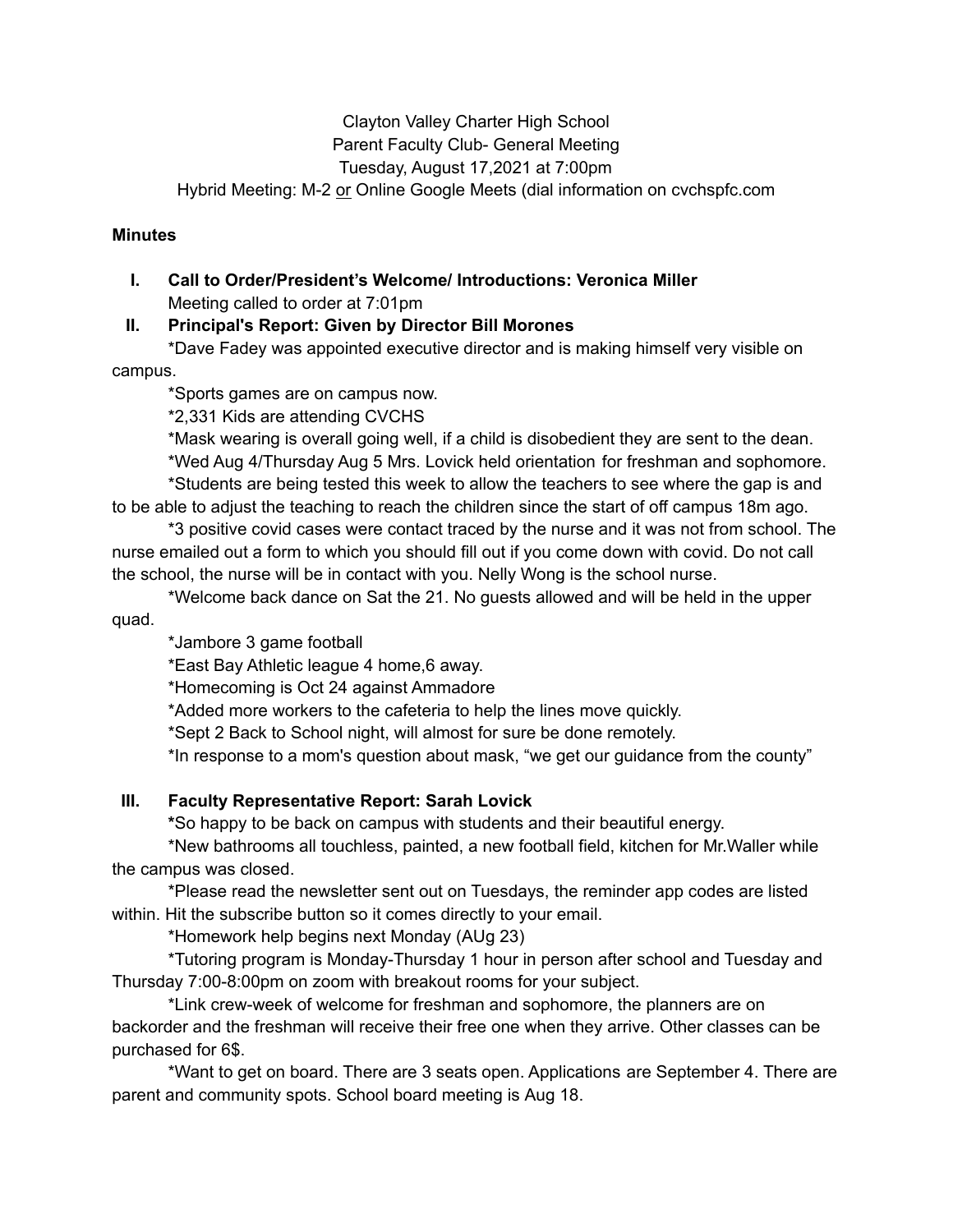Clayton Valley Charter High School
Parent Faculty Club- General Meeting
Tuesday, August 17,2021 at 7:00pm
Hybrid Meeting: M-2 or Online Google Meets (dial information on cvchspfc.com

**Minutes**

**I. Call to Order/President's Welcome/ Introductions: Veronica Miller**
Meeting called to order at 7:01pm

**II. Principal's Report: Given by Director Bill Morones**

*Dave Fadey was appointed executive director and is making himself very visible on campus.

*Sports games are on campus now.

*2,331 Kids are attending CVCHS

*Mask wearing is overall going well, if a child is disobedient they are sent to the dean.

*Wed Aug 4/Thursday Aug 5 Mrs. Lovick held orientation for freshman and sophomore.

*Students are being tested this week to allow the teachers to see where the gap is and to be able to adjust the teaching to reach the children since the start of off campus 18m ago.

*3 positive covid cases were contact traced by the nurse and it was not from school. The nurse emailed out a form to which you should fill out if you come down with covid. Do not call the school, the nurse will be in contact with you. Nelly Wong is the school nurse.

*Welcome back dance on Sat the 21. No guests allowed and will be held in the upper quad.

*Jambore 3 game football

*East Bay Athletic league 4 home,6 away.

*Homecoming is Oct 24 against Ammadore

*Added more workers to the cafeteria to help the lines move quickly.

*Sept 2 Back to School night, will almost for sure be done remotely.

*In response to a mom's question about mask, "we get our guidance from the county"

**III. Faculty Representative Report: Sarah Lovick**

**\***So happy to be back on campus with students and their beautiful energy.

*New bathrooms all touchless, painted, a new football field, kitchen for Mr.Waller while the campus was closed.

*Please read the newsletter sent out on Tuesdays, the reminder app codes are listed within. Hit the subscribe button so it comes directly to your email.

*Homework help begins next Monday (AUg 23)

*Tutoring program is Monday-Thursday 1 hour in person after school and Tuesday and Thursday 7:00-8:00pm on zoom with breakout rooms for your subject.

*Link crew-week of welcome for freshman and sophomore, the planners are on backorder and the freshman will receive their free one when they arrive. Other classes can be purchased for 6$.

*Want to get on board. There are 3 seats open. Applications are September 4. There are parent and community spots. School board meeting is Aug 18.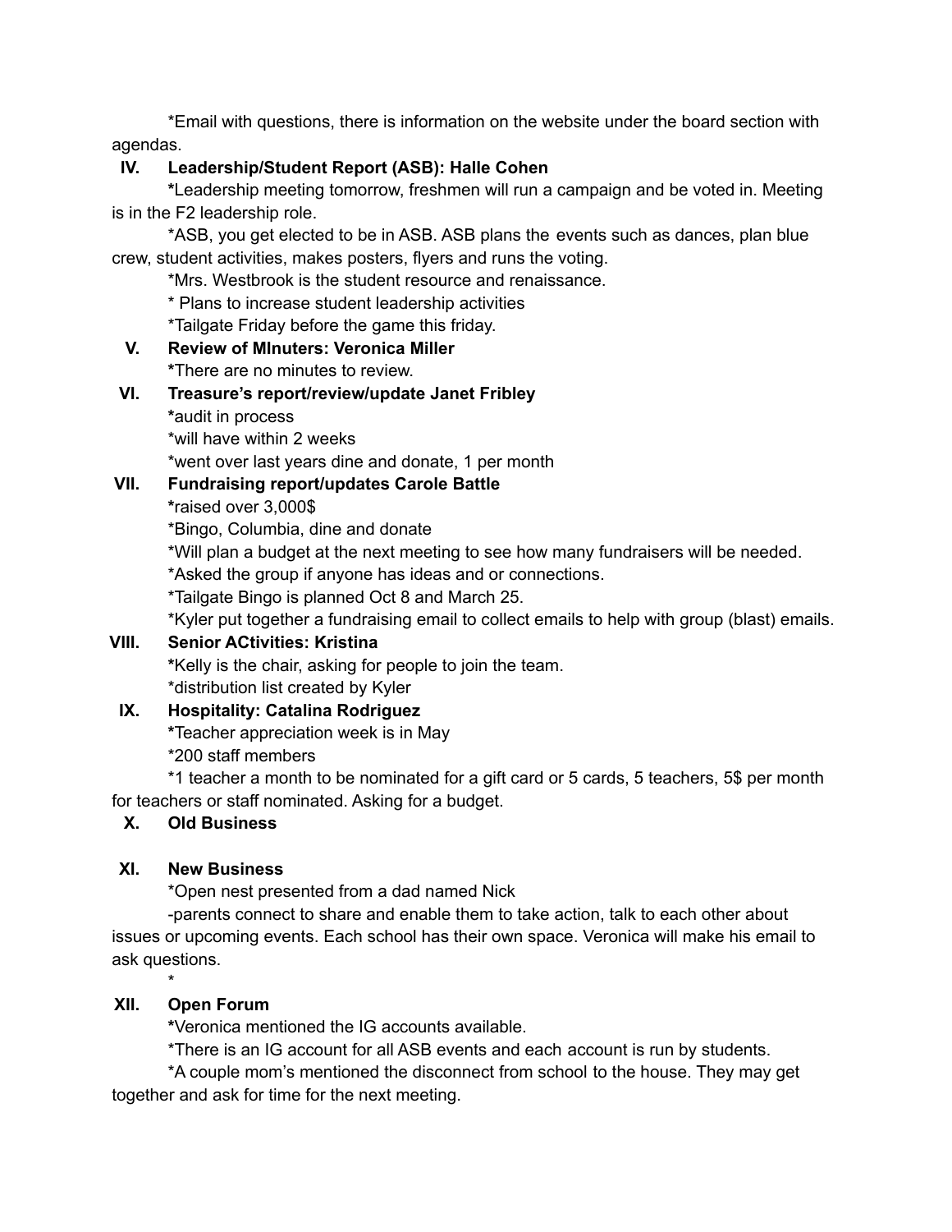*Email with questions, there is information on the website under the board section with agendas.

**IV. Leadership/Student Report (ASB): Halle Cohen**

*Leadership meeting tomorrow, freshmen will run a campaign and be voted in. Meeting is in the F2 leadership role.

*ASB, you get elected to be in ASB. ASB plans the events such as dances, plan blue crew, student activities, makes posters, flyers and runs the voting.

*Mrs. Westbrook is the student resource and renaissance.

* Plans to increase student leadership activities

*Tailgate Friday before the game this friday.

**V. Review of MInuters: Veronica Miller**

*There are no minutes to review.

**VI. Treasure's report/review/update Janet Fribley**

*audit in process

*will have within 2 weeks

*went over last years dine and donate, 1 per month

**VII. Fundraising report/updates Carole Battle**

*raised over 3,000$

*Bingo, Columbia, dine and donate

*Will plan a budget at the next meeting to see how many fundraisers will be needed.

*Asked the group if anyone has ideas and or connections.

*Tailgate Bingo is planned Oct 8 and March 25.

*Kyler put together a fundraising email to collect emails to help with group (blast) emails.

**VIII. Senior ACtivities: Kristina**

*Kelly is the chair, asking for people to join the team.

*distribution list created by Kyler

**IX. Hospitality: Catalina Rodriguez**

*Teacher appreciation week is in May

*200 staff members

*1 teacher a month to be nominated for a gift card or 5 cards, 5 teachers, 5$ per month for teachers or staff nominated. Asking for a budget.

**X. Old Business**

**XI. New Business**

*Open nest presented from a dad named Nick

-parents connect to share and enable them to take action, talk to each other about issues or upcoming events. Each school has their own space. Veronica will make his email to ask questions.

*

**XII. Open Forum**

*Veronica mentioned the IG accounts available.

*There is an IG account for all ASB events and each account is run by students.

*A couple mom's mentioned the disconnect from school to the house. They may get together and ask for time for the next meeting.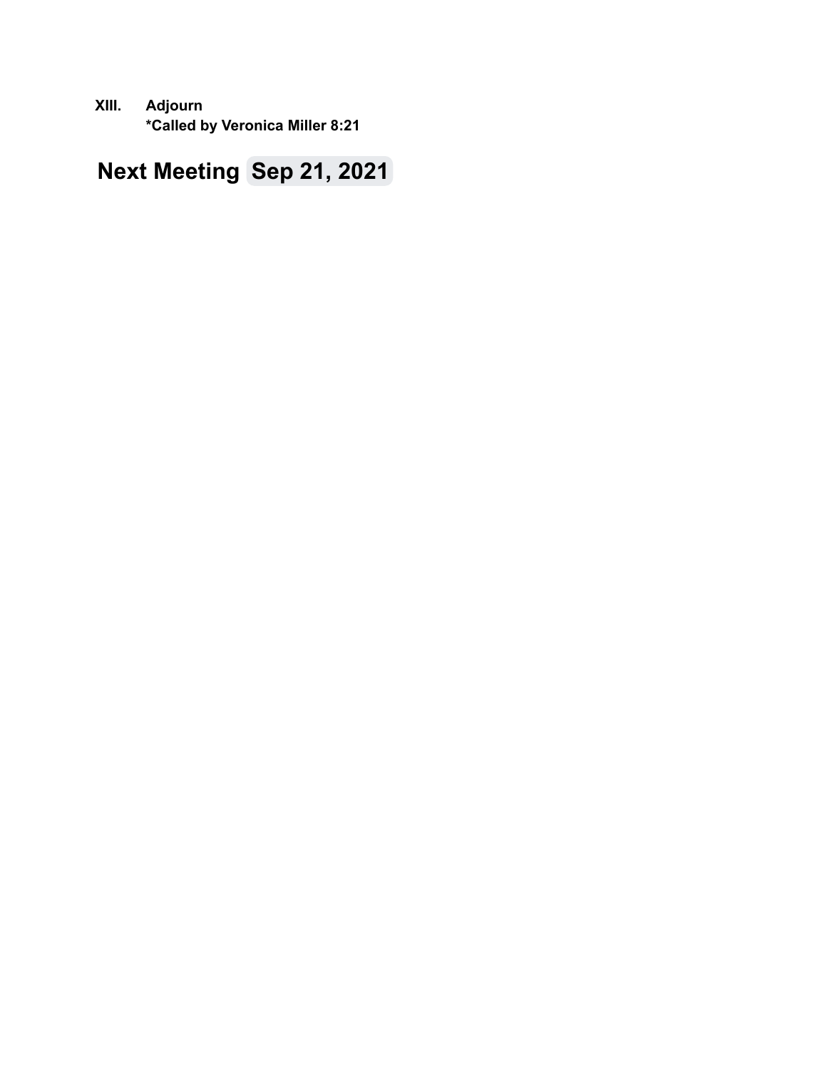**XIII. Adjourn**

**\*Called by Veronica Miller 8:21**

## Next Meeting Sep 21, 2021